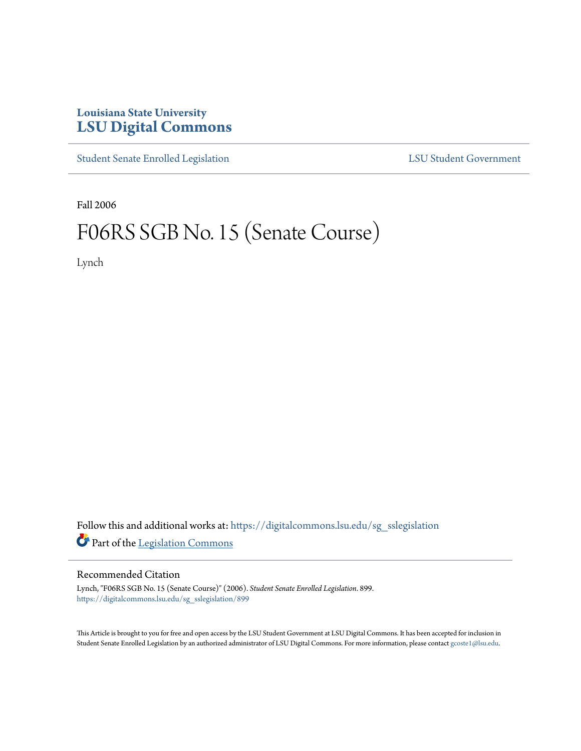Louisiana State University
**LSU Digital Commons**

Student Senate Enrolled Legislation | LSU Student Government

Fall 2006

# F06RS SGB No. 15 (Senate Course)

Lynch

Follow this and additional works at: https://digitalcommons.lsu.edu/sg_sslegislation

Part of the Legislation Commons

## Recommended Citation

Lynch, "F06RS SGB No. 15 (Senate Course)" (2006). *Student Senate Enrolled Legislation*. 899.
https://digitalcommons.lsu.edu/sg_sslegislation/899

This Article is brought to you for free and open access by the LSU Student Government at LSU Digital Commons. It has been accepted for inclusion in Student Senate Enrolled Legislation by an authorized administrator of LSU Digital Commons. For more information, please contact gcoste1@lsu.edu.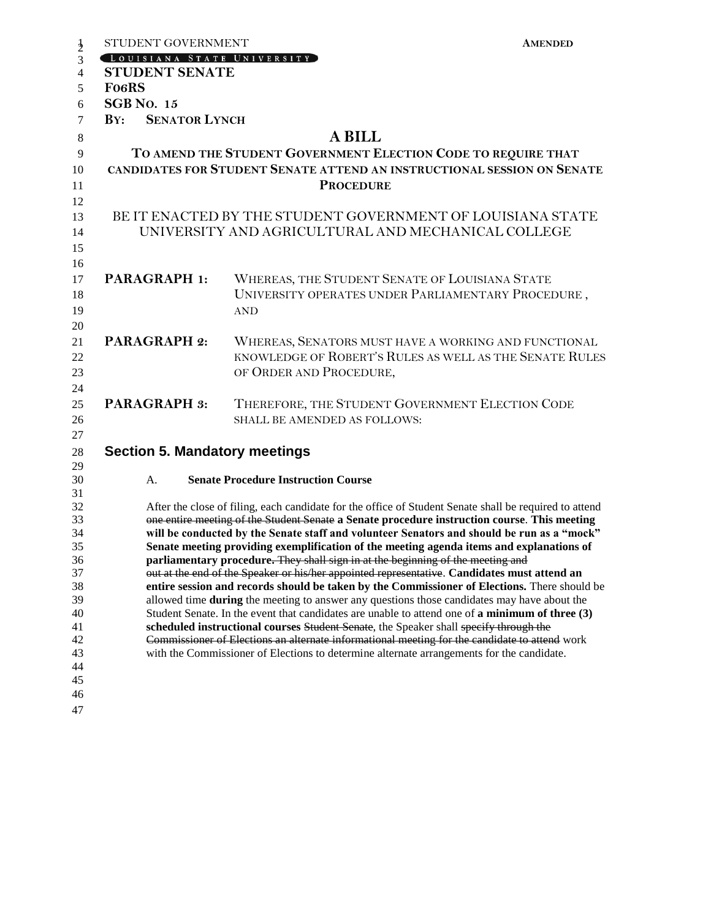STUDENT GOVERNMENT **AMENDED**

LOUISIANA STATE UNIVERSITY

**STUDENT SENATE**

**F06RS**

**SGB NO. 15**

**BY: SENATOR LYNCH**

# A BILL

## TO AMEND THE STUDENT GOVERNMENT ELECTION CODE TO REQUIRE THAT CANDIDATES FOR STUDENT SENATE ATTEND AN INSTRUCTIONAL SESSION ON SENATE PROCEDURE

BE IT ENACTED BY THE STUDENT GOVERNMENT OF LOUISIANA STATE UNIVERSITY AND AGRICULTURAL AND MECHANICAL COLLEGE

**PARAGRAPH 1:** WHEREAS, THE STUDENT SENATE OF LOUISIANA STATE UNIVERSITY OPERATES UNDER PARLIAMENTARY PROCEDURE , AND

**PARAGRAPH 2:** WHEREAS, SENATORS MUST HAVE A WORKING AND FUNCTIONAL KNOWLEDGE OF ROBERT'S RULES AS WELL AS THE SENATE RULES OF ORDER AND PROCEDURE,

**PARAGRAPH 3:** THEREFORE, THE STUDENT GOVERNMENT ELECTION CODE SHALL BE AMENDED AS FOLLOWS:

### Section 5. Mandatory meetings

A. **Senate Procedure Instruction Course**

After the close of filing, each candidate for the office of Student Senate shall be required to attend ~~one entire meeting of the Student Senate~~ **a Senate procedure instruction course**. **This meeting will be conducted by the Senate staff and volunteer Senators and should be run as a "mock" Senate meeting providing exemplification of the meeting agenda items and explanations of parliamentary procedure.** ~~They shall sign in at the beginning of the meeting and out at the end of the Speaker or his/her appointed representative~~. **Candidates must attend an entire session and records should be taken by the Commissioner of Elections.** There should be allowed time **during** the meeting to answer any questions those candidates may have about the Student Senate. In the event that candidates are unable to attend one of **a minimum of three (3) scheduled instructional courses** ~~Student Senate~~, the Speaker shall ~~specify through the Commissioner of Elections an alternate informational meeting for the candidate to attend~~ work with the Commissioner of Elections to determine alternate arrangements for the candidate.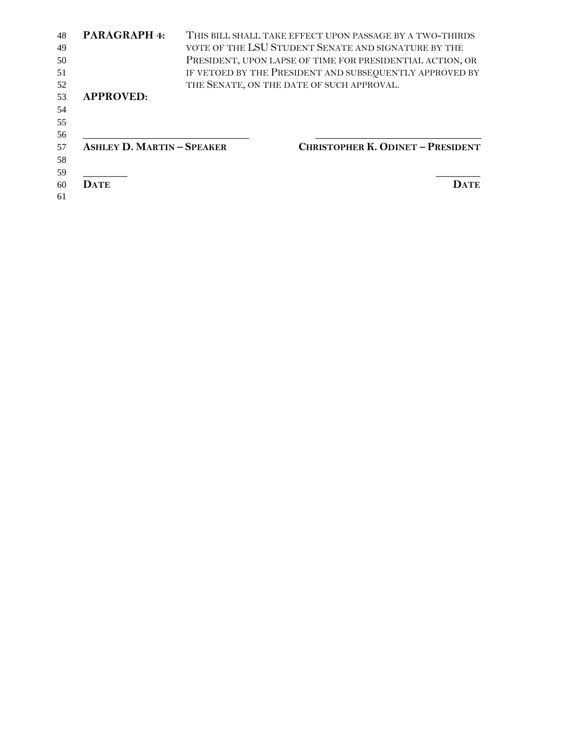**PARAGRAPH 4:** THIS BILL SHALL TAKE EFFECT UPON PASSAGE BY A TWO-THIRDS VOTE OF THE LSU STUDENT SENATE AND SIGNATURE BY THE PRESIDENT, UPON LAPSE OF TIME FOR PRESIDENTIAL ACTION, OR IF VETOED BY THE PRESIDENT AND SUBSEQUENTLY APPROVED BY THE SENATE, ON THE DATE OF SUCH APPROVAL.

**APPROVED:**

______________________________

**ASHLEY D. MARTIN – SPEAKER**

________

**DATE**

______________________________

**CHRISTOPHER K. ODINET – PRESIDENT**

________

**DATE**